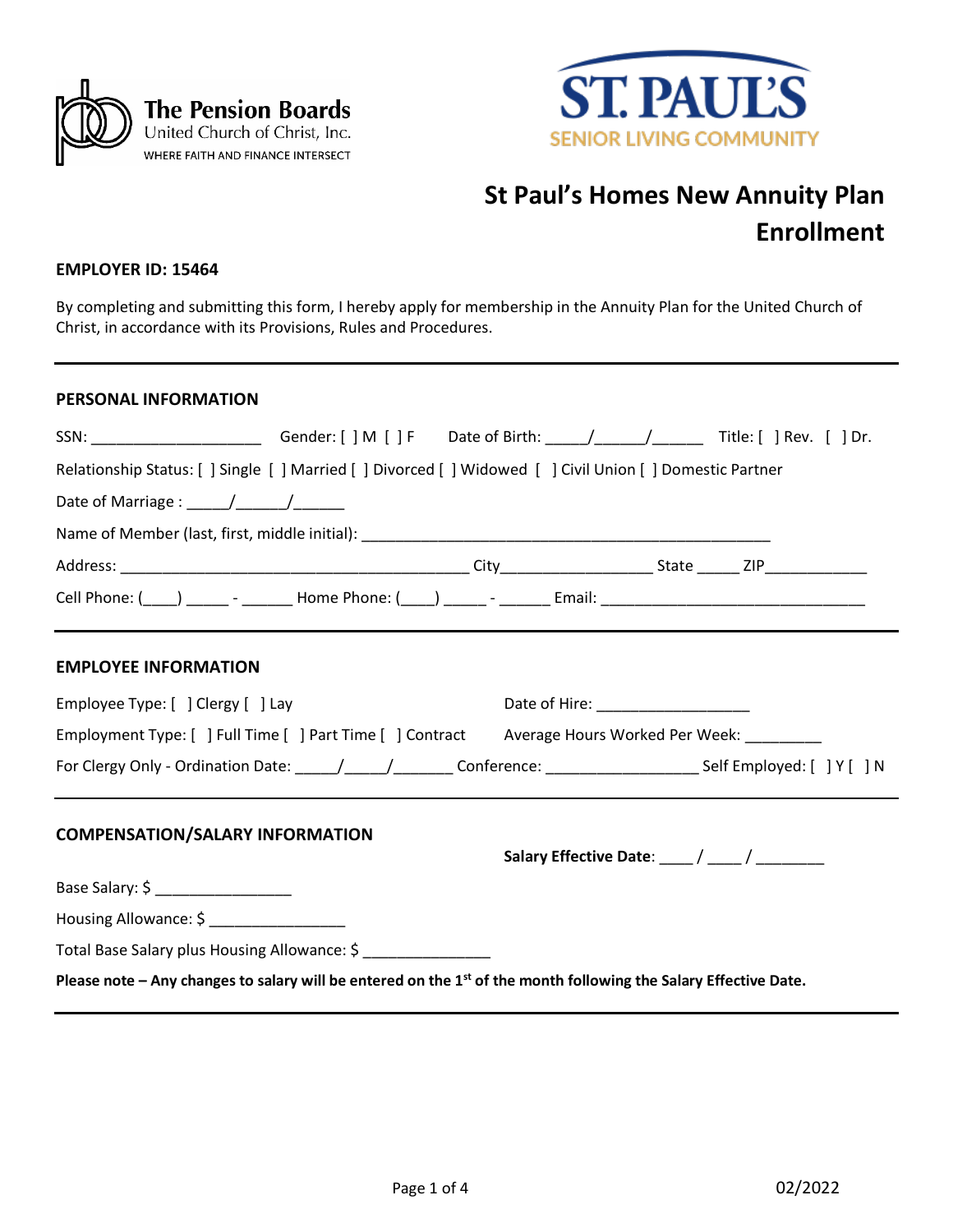The Pension Boards
United Church of Christ, Inc.
WHERE FAITH AND FINANCE INTERSECT

ST. PAUL'S
SENIOR LIVING COMMUNITY

# St Paul's Homes New Annuity Plan Enrollment

**EMPLOYER ID: 15464**

By completing and submitting this form, I hereby apply for membership in the Annuity Plan for the United Church of Christ, in accordance with its Provisions, Rules and Procedures.

---

## PERSONAL INFORMATION

SSN: ____________________ Gender: [ ] M [ ] F Date of Birth: _____/______/______ Title: [ ] Rev. [ ] Dr.

Relationship Status: [ ] Single [ ] Married [ ] Divorced [ ] Widowed [ ] Civil Union [ ] Domestic Partner

Date of Marriage : _____/______/______

Name of Member (last, first, middle initial): __________________________________________________

Address: __________________________________________ City_________________ State _____ ZIP____________

Cell Phone: (____) _____ - ______ Home Phone: (____) _____ - ______ Email: ______________________________

---

## EMPLOYEE INFORMATION

Employee Type: [ ] Clergy [ ] Lay Date of Hire: __________________

Employment Type: [ ] Full Time [ ] Part Time [ ] Contract Average Hours Worked Per Week: _________

For Clergy Only - Ordination Date: _____/_____/_______ Conference: __________________ Self Employed: [ ] Y [ ] N

---

## COMPENSATION/SALARY INFORMATION

**Salary Effective Date**: ____ / ____ / ________

Base Salary: $ ________________

Housing Allowance: $ ________________

Total Base Salary plus Housing Allowance: $ _______________

**Please note – Any changes to salary will be entered on the 1st of the month following the Salary Effective Date.**

---

02/2022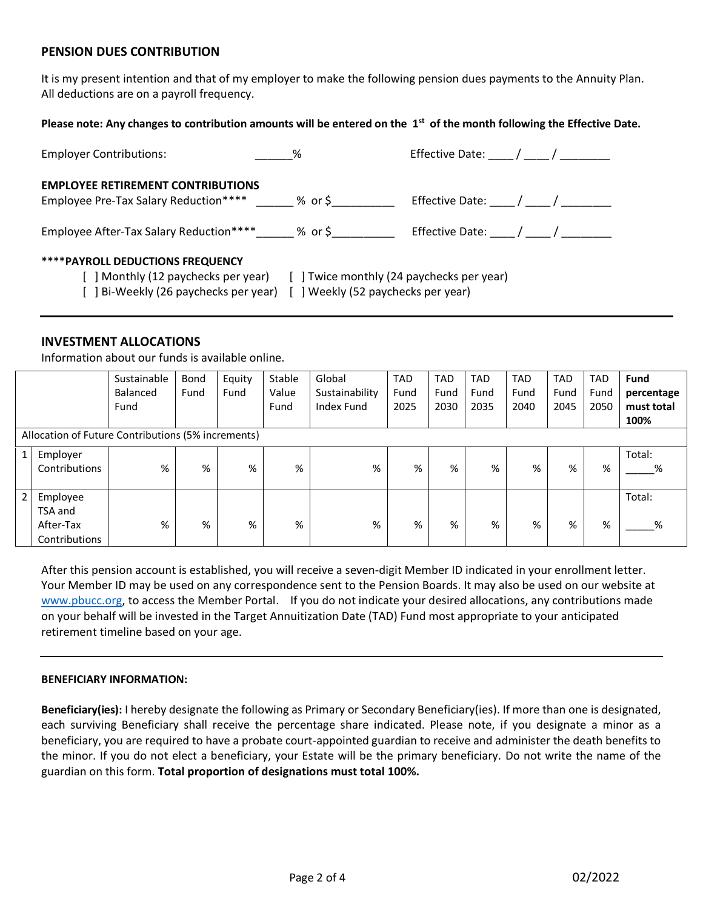## PENSION DUES CONTRIBUTION

It is my present intention and that of my employer to make the following pension dues payments to the Annuity Plan. All deductions are on a payroll frequency.

**Please note: Any changes to contribution amounts will be entered on the 1st of the month following the Effective Date.**

Employer Contributions: ______% Effective Date: ____ / ____ / ________

**EMPLOYEE RETIREMENT CONTRIBUTIONS**

Employee Pre-Tax Salary Reduction**** ______ % or $__________ Effective Date: ____ / ____ / ________

Employee After-Tax Salary Reduction****______ % or $__________ Effective Date: ____ / ____ / ________

**\*\*\*\*PAYROLL DEDUCTIONS FREQUENCY**

[ ] Monthly (12 paychecks per year) [ ] Twice monthly (24 paychecks per year)
[ ] Bi-Weekly (26 paychecks per year) [ ] Weekly (52 paychecks per year)

---

## INVESTMENT ALLOCATIONS

Information about our funds is available online.

| | | Sustainable Balanced Fund | Bond Fund | Equity Fund | Stable Value Fund | Global Sustainability Index Fund | TAD Fund 2025 | TAD Fund 2030 | TAD Fund 2035 | TAD Fund 2040 | TAD Fund 2045 | TAD Fund 2050 | **Fund percentage must total 100%** |
|---|---|---|---|---|---|---|---|---|---|---|---|---|---|
| Allocation of Future Contributions (5% increments) | | | | | | | | | | | | | |
| 1 | Employer Contributions | % | % | % | % | % | % | % | % | % | % | % | Total: _____% |
| 2 | Employee TSA and After-Tax Contributions | % | % | % | % | % | % | % | % | % | % | % | Total: _____% |

After this pension account is established, you will receive a seven-digit Member ID indicated in your enrollment letter. Your Member ID may be used on any correspondence sent to the Pension Boards. It may also be used on our website at www.pbucc.org, to access the Member Portal. If you do not indicate your desired allocations, any contributions made on your behalf will be invested in the Target Annuitization Date (TAD) Fund most appropriate to your anticipated retirement timeline based on your age.

---

**BENEFICIARY INFORMATION:**

**Beneficiary(ies):** I hereby designate the following as Primary or Secondary Beneficiary(ies). If more than one is designated, each surviving Beneficiary shall receive the percentage share indicated. Please note, if you designate a minor as a beneficiary, you are required to have a probate court-appointed guardian to receive and administer the death benefits to the minor. If you do not elect a beneficiary, your Estate will be the primary beneficiary. Do not write the name of the guardian on this form. **Total proportion of designations must total 100%.**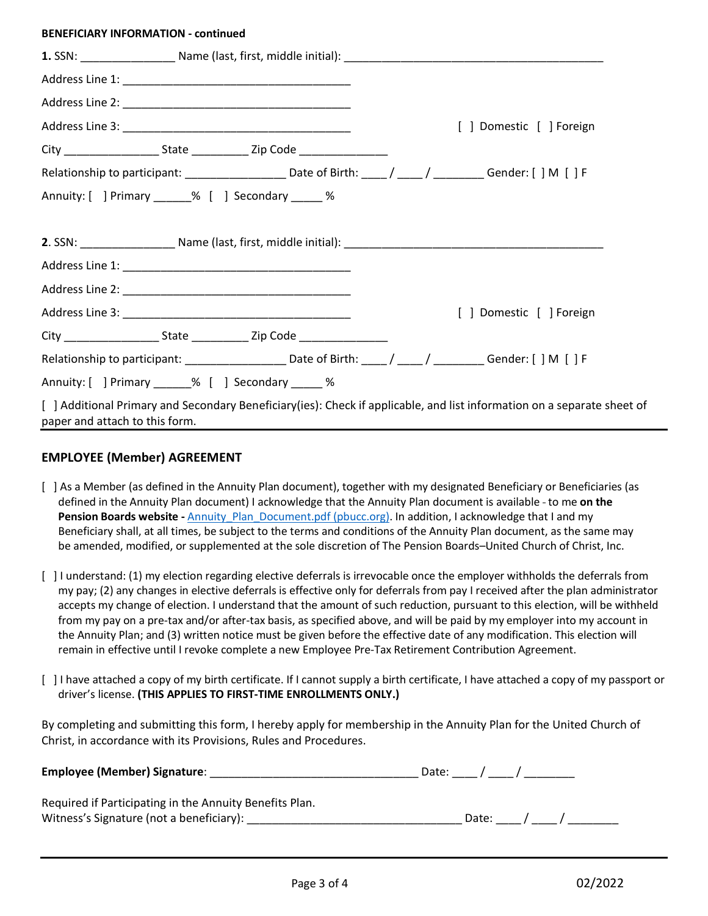**BENEFICIARY INFORMATION - continued**

**1.** SSN: _______________ Name (last, first, middle initial): ___________________________________________

Address Line 1: ______________________________________

Address Line 2: ______________________________________

Address Line 3: ______________________________________ [ ] Domestic [ ] Foreign

City ________________ State __________ Zip Code ______________

Relationship to participant: ________________ Date of Birth: ____ / ____ / ________ Gender: [ ] M [ ] F

Annuity: [ ] Primary ______% [ ] Secondary _____ %

**2**. SSN: _______________ Name (last, first, middle initial): ___________________________________________

Address Line 1: ______________________________________

Address Line 2: ______________________________________

Address Line 3: ______________________________________ [ ] Domestic [ ] Foreign

City ________________ State __________ Zip Code ______________

Relationship to participant: ________________ Date of Birth: ____ / ____ / ________ Gender: [ ] M [ ] F

Annuity: [ ] Primary ______% [ ] Secondary _____ %

[ ] Additional Primary and Secondary Beneficiary(ies): Check if applicable, and list information on a separate sheet of paper and attach to this form.

## EMPLOYEE (Member) AGREEMENT

[ ] As a Member (as defined in the Annuity Plan document), together with my designated Beneficiary or Beneficiaries (as defined in the Annuity Plan document) I acknowledge that the Annuity Plan document is available - to me **on the Pension Boards website -** Annuity_Plan_Document.pdf (pbucc.org). In addition, I acknowledge that I and my Beneficiary shall, at all times, be subject to the terms and conditions of the Annuity Plan document, as the same may be amended, modified, or supplemented at the sole discretion of The Pension Boards–United Church of Christ, Inc.

[ ] I understand: (1) my election regarding elective deferrals is irrevocable once the employer withholds the deferrals from my pay; (2) any changes in elective deferrals is effective only for deferrals from pay I received after the plan administrator accepts my change of election. I understand that the amount of such reduction, pursuant to this election, will be withheld from my pay on a pre-tax and/or after-tax basis, as specified above, and will be paid by my employer into my account in the Annuity Plan; and (3) written notice must be given before the effective date of any modification. This election will remain in effective until I revoke complete a new Employee Pre-Tax Retirement Contribution Agreement.

[ ] I have attached a copy of my birth certificate. If I cannot supply a birth certificate, I have attached a copy of my passport or driver's license. **(THIS APPLIES TO FIRST-TIME ENROLLMENTS ONLY.)**

By completing and submitting this form, I hereby apply for membership in the Annuity Plan for the United Church of Christ, in accordance with its Provisions, Rules and Procedures.

**Employee (Member) Signature**: _________________________________ Date: ____ / ____ / ________

Required if Participating in the Annuity Benefits Plan.
Witness's Signature (not a beneficiary): _________________________________ Date: ____ / ____ / ________

02/2022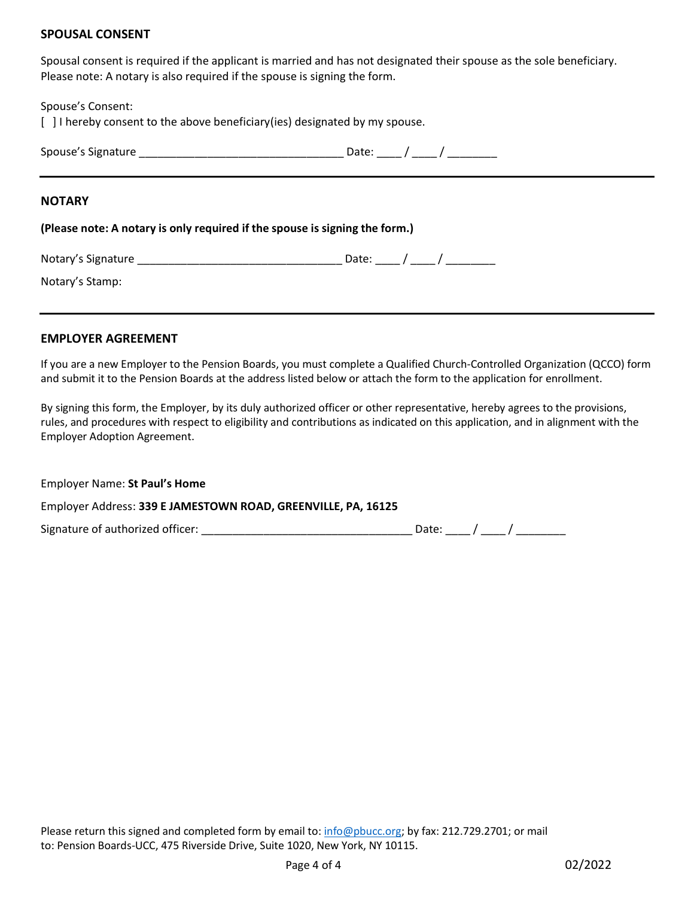## SPOUSAL CONSENT

Spousal consent is required if the applicant is married and has not designated their spouse as the sole beneficiary. Please note: A notary is also required if the spouse is signing the form.

Spouse's Consent:
[ ] I hereby consent to the above beneficiary(ies) designated by my spouse.

Spouse's Signature ________________________________ Date: ____ / ____ / ________

---

## NOTARY

**(Please note: A notary is only required if the spouse is signing the form.)**

Notary's Signature ________________________________ Date: ____ / ____ / ________

Notary's Stamp:

---

## EMPLOYER AGREEMENT

If you are a new Employer to the Pension Boards, you must complete a Qualified Church-Controlled Organization (QCCO) form and submit it to the Pension Boards at the address listed below or attach the form to the application for enrollment.

By signing this form, the Employer, by its duly authorized officer or other representative, hereby agrees to the provisions, rules, and procedures with respect to eligibility and contributions as indicated on this application, and in alignment with the Employer Adoption Agreement.

Employer Name: **St Paul's Home**

Employer Address: **339 E JAMESTOWN ROAD, GREENVILLE, PA, 16125**

Signature of authorized officer: _________________________________ Date: ____ / ____ / ________

Please return this signed and completed form by email to: info@pbucc.org; by fax: 212.729.2701; or mail to: Pension Boards-UCC, 475 Riverside Drive, Suite 1020, New York, NY 10115.

02/2022